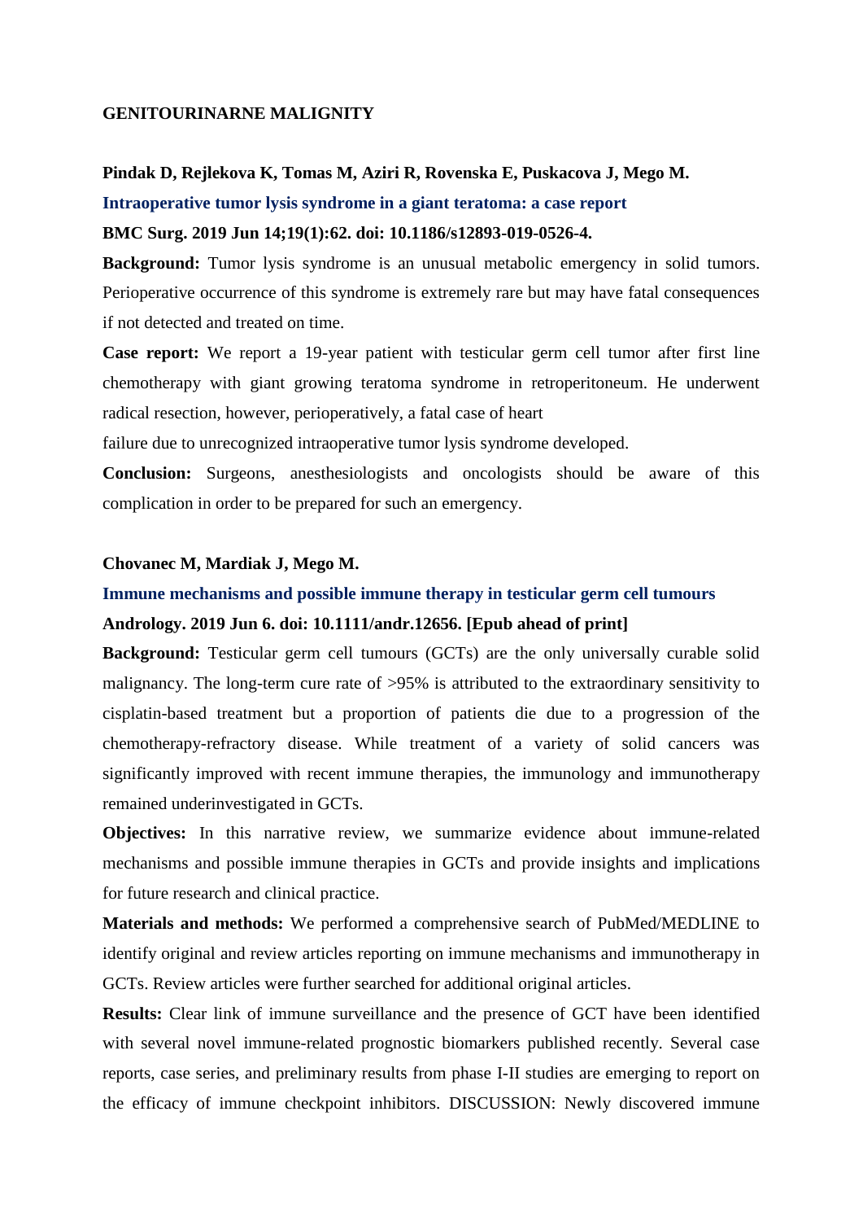## GENITOURINARNE MALIGNITY

**Pindak D, Rejlekova K, Tomas M, Aziri R, Rovenska E, Puskacova J, Mego M.**

**Intraoperative tumor lysis syndrome in a giant teratoma: a case report**

**BMC Surg. 2019 Jun 14;19(1):62. doi: 10.1186/s12893-019-0526-4.**

**Background:** Tumor lysis syndrome is an unusual metabolic emergency in solid tumors. Perioperative occurrence of this syndrome is extremely rare but may have fatal consequences if not detected and treated on time.

**Case report:** We report a 19-year patient with testicular germ cell tumor after first line chemotherapy with giant growing teratoma syndrome in retroperitoneum. He underwent radical resection, however, perioperatively, a fatal case of heart failure due to unrecognized intraoperative tumor lysis syndrome developed.

**Conclusion:** Surgeons, anesthesiologists and oncologists should be aware of this complication in order to be prepared for such an emergency.

**Chovanec M, Mardiak J, Mego M.**

**Immune mechanisms and possible immune therapy in testicular germ cell tumours**

**Andrology. 2019 Jun 6. doi: 10.1111/andr.12656. [Epub ahead of print]**

**Background:** Testicular germ cell tumours (GCTs) are the only universally curable solid malignancy. The long-term cure rate of >95% is attributed to the extraordinary sensitivity to cisplatin-based treatment but a proportion of patients die due to a progression of the chemotherapy-refractory disease. While treatment of a variety of solid cancers was significantly improved with recent immune therapies, the immunology and immunotherapy remained underinvestigated in GCTs.

**Objectives:** In this narrative review, we summarize evidence about immune-related mechanisms and possible immune therapies in GCTs and provide insights and implications for future research and clinical practice.

**Materials and methods:** We performed a comprehensive search of PubMed/MEDLINE to identify original and review articles reporting on immune mechanisms and immunotherapy in GCTs. Review articles were further searched for additional original articles.

**Results:** Clear link of immune surveillance and the presence of GCT have been identified with several novel immune-related prognostic biomarkers published recently. Several case reports, case series, and preliminary results from phase I-II studies are emerging to report on the efficacy of immune checkpoint inhibitors. DISCUSSION: Newly discovered immune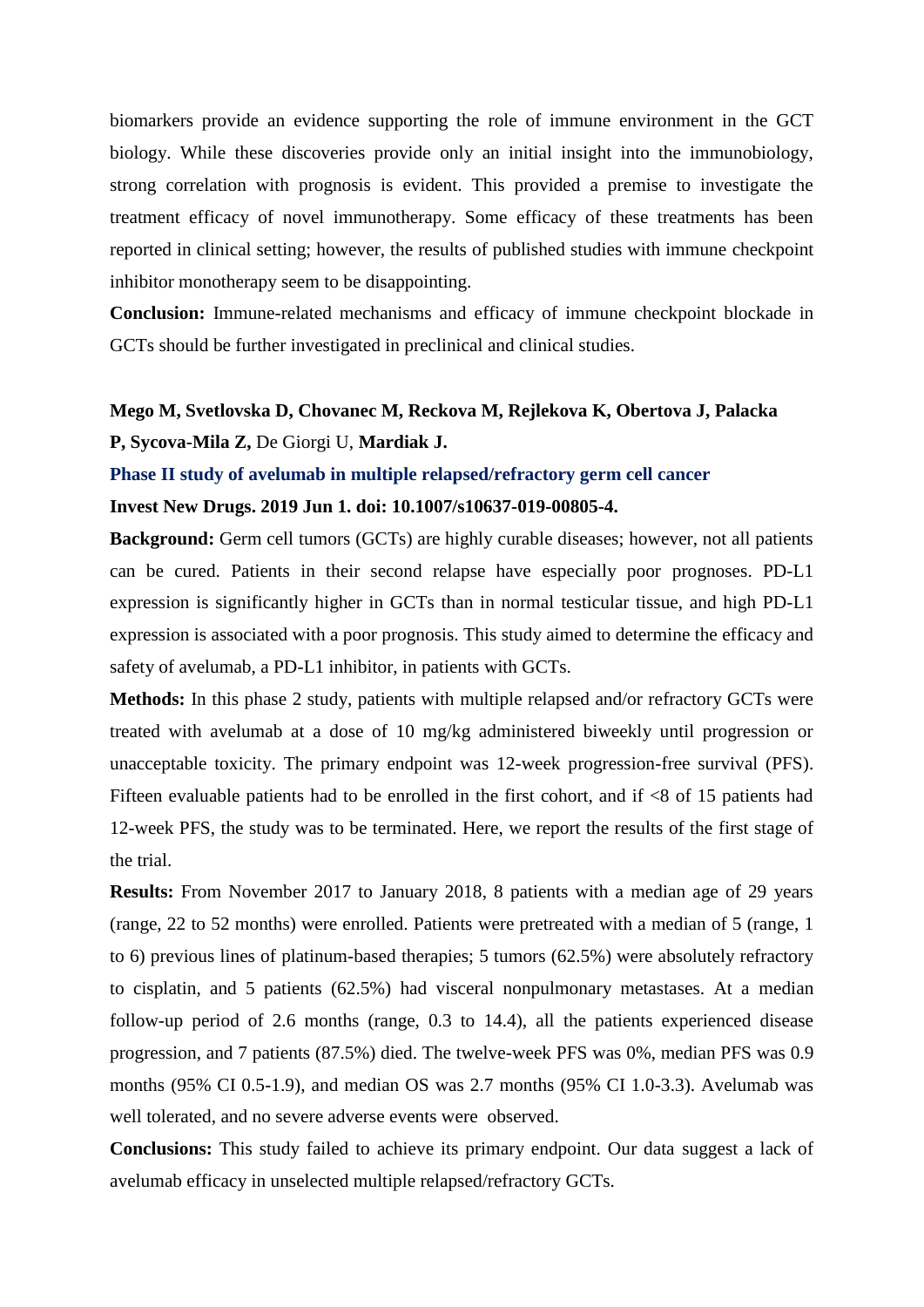biomarkers provide an evidence supporting the role of immune environment in the GCT biology. While these discoveries provide only an initial insight into the immunobiology, strong correlation with prognosis is evident. This provided a premise to investigate the treatment efficacy of novel immunotherapy. Some efficacy of these treatments has been reported in clinical setting; however, the results of published studies with immune checkpoint inhibitor monotherapy seem to be disappointing.

**Conclusion:** Immune-related mechanisms and efficacy of immune checkpoint blockade in GCTs should be further investigated in preclinical and clinical studies.

**Mego M, Svetlovska D, Chovanec M, Reckova M, Rejlekova K, Obertova J, Palacka P, Sycova-Mila Z,** De Giorgi U, **Mardiak J.**

**Phase II study of avelumab in multiple relapsed/refractory germ cell cancer**

**Invest New Drugs. 2019 Jun 1. doi: 10.1007/s10637-019-00805-4.**

**Background:** Germ cell tumors (GCTs) are highly curable diseases; however, not all patients can be cured. Patients in their second relapse have especially poor prognoses. PD-L1 expression is significantly higher in GCTs than in normal testicular tissue, and high PD-L1 expression is associated with a poor prognosis. This study aimed to determine the efficacy and safety of avelumab, a PD-L1 inhibitor, in patients with GCTs.

**Methods:** In this phase 2 study, patients with multiple relapsed and/or refractory GCTs were treated with avelumab at a dose of 10 mg/kg administered biweekly until progression or unacceptable toxicity. The primary endpoint was 12-week progression-free survival (PFS). Fifteen evaluable patients had to be enrolled in the first cohort, and if <8 of 15 patients had 12-week PFS, the study was to be terminated. Here, we report the results of the first stage of the trial.

**Results:** From November 2017 to January 2018, 8 patients with a median age of 29 years (range, 22 to 52 months) were enrolled. Patients were pretreated with a median of 5 (range, 1 to 6) previous lines of platinum-based therapies; 5 tumors (62.5%) were absolutely refractory to cisplatin, and 5 patients (62.5%) had visceral nonpulmonary metastases. At a median follow-up period of 2.6 months (range, 0.3 to 14.4), all the patients experienced disease progression, and 7 patients (87.5%) died. The twelve-week PFS was 0%, median PFS was 0.9 months (95% CI 0.5-1.9), and median OS was 2.7 months (95% CI 1.0-3.3). Avelumab was well tolerated, and no severe adverse events were observed.

**Conclusions:** This study failed to achieve its primary endpoint. Our data suggest a lack of avelumab efficacy in unselected multiple relapsed/refractory GCTs.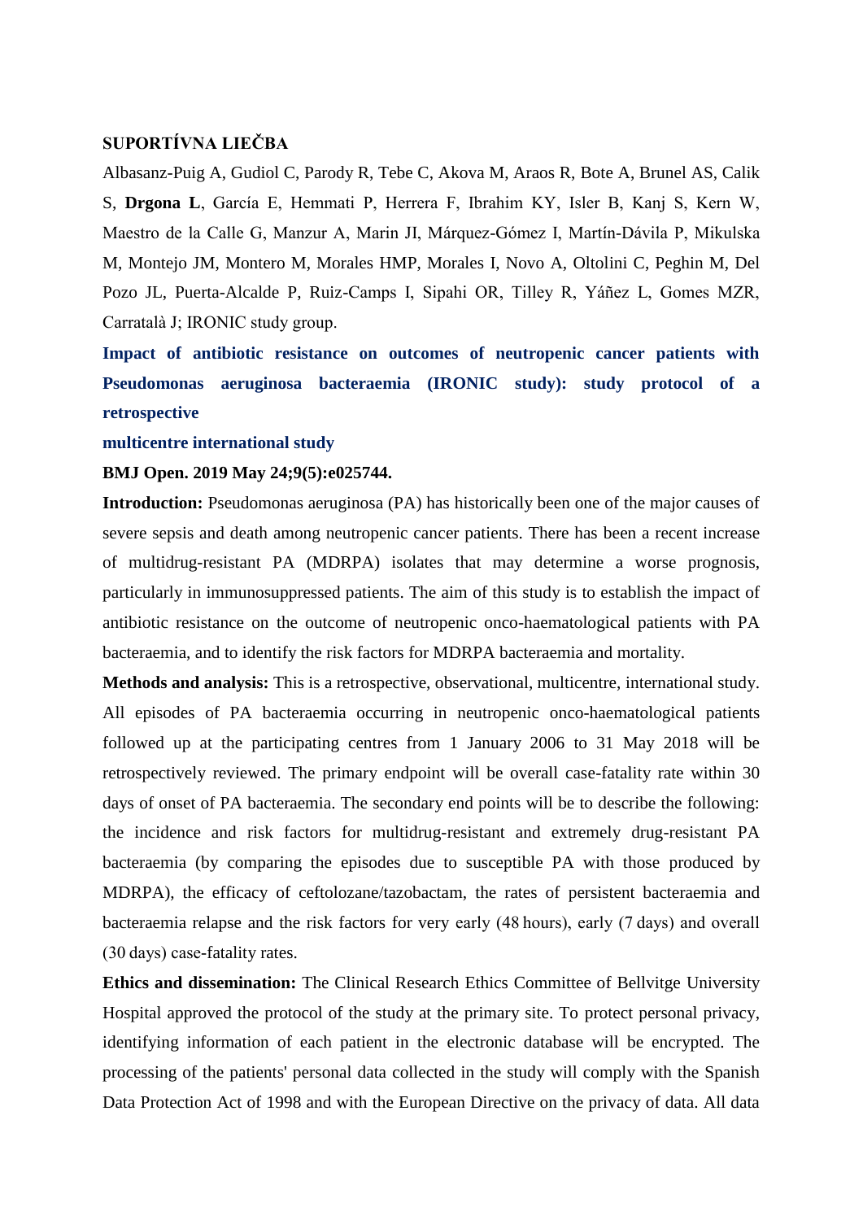**SUPORTÍVNA LIEČBA**

Albasanz-Puig A, Gudiol C, Parody R, Tebe C, Akova M, Araos R, Bote A, Brunel AS, Calik S, **Drgona L**, García E, Hemmati P, Herrera F, Ibrahim KY, Isler B, Kanj S, Kern W, Maestro de la Calle G, Manzur A, Marin JI, Márquez-Gómez I, Martín-Dávila P, Mikulska M, Montejo JM, Montero M, Morales HMP, Morales I, Novo A, Oltolini C, Peghin M, Del Pozo JL, Puerta-Alcalde P, Ruiz-Camps I, Sipahi OR, Tilley R, Yáñez L, Gomes MZR, Carratalà J; IRONIC study group.

**Impact of antibiotic resistance on outcomes of neutropenic cancer patients with Pseudomonas aeruginosa bacteraemia (IRONIC study): study protocol of a retrospective multicentre international study**

**BMJ Open. 2019 May 24;9(5):e025744.**

**Introduction:** Pseudomonas aeruginosa (PA) has historically been one of the major causes of severe sepsis and death among neutropenic cancer patients. There has been a recent increase of multidrug-resistant PA (MDRPA) isolates that may determine a worse prognosis, particularly in immunosuppressed patients. The aim of this study is to establish the impact of antibiotic resistance on the outcome of neutropenic onco-haematological patients with PA bacteraemia, and to identify the risk factors for MDRPA bacteraemia and mortality.

**Methods and analysis:** This is a retrospective, observational, multicentre, international study. All episodes of PA bacteraemia occurring in neutropenic onco-haematological patients followed up at the participating centres from 1 January 2006 to 31 May 2018 will be retrospectively reviewed. The primary endpoint will be overall case-fatality rate within 30 days of onset of PA bacteraemia. The secondary end points will be to describe the following: the incidence and risk factors for multidrug-resistant and extremely drug-resistant PA bacteraemia (by comparing the episodes due to susceptible PA with those produced by MDRPA), the efficacy of ceftolozane/tazobactam, the rates of persistent bacteraemia and bacteraemia relapse and the risk factors for very early (48 hours), early (7 days) and overall (30 days) case-fatality rates.

**Ethics and dissemination:** The Clinical Research Ethics Committee of Bellvitge University Hospital approved the protocol of the study at the primary site. To protect personal privacy, identifying information of each patient in the electronic database will be encrypted. The processing of the patients' personal data collected in the study will comply with the Spanish Data Protection Act of 1998 and with the European Directive on the privacy of data. All data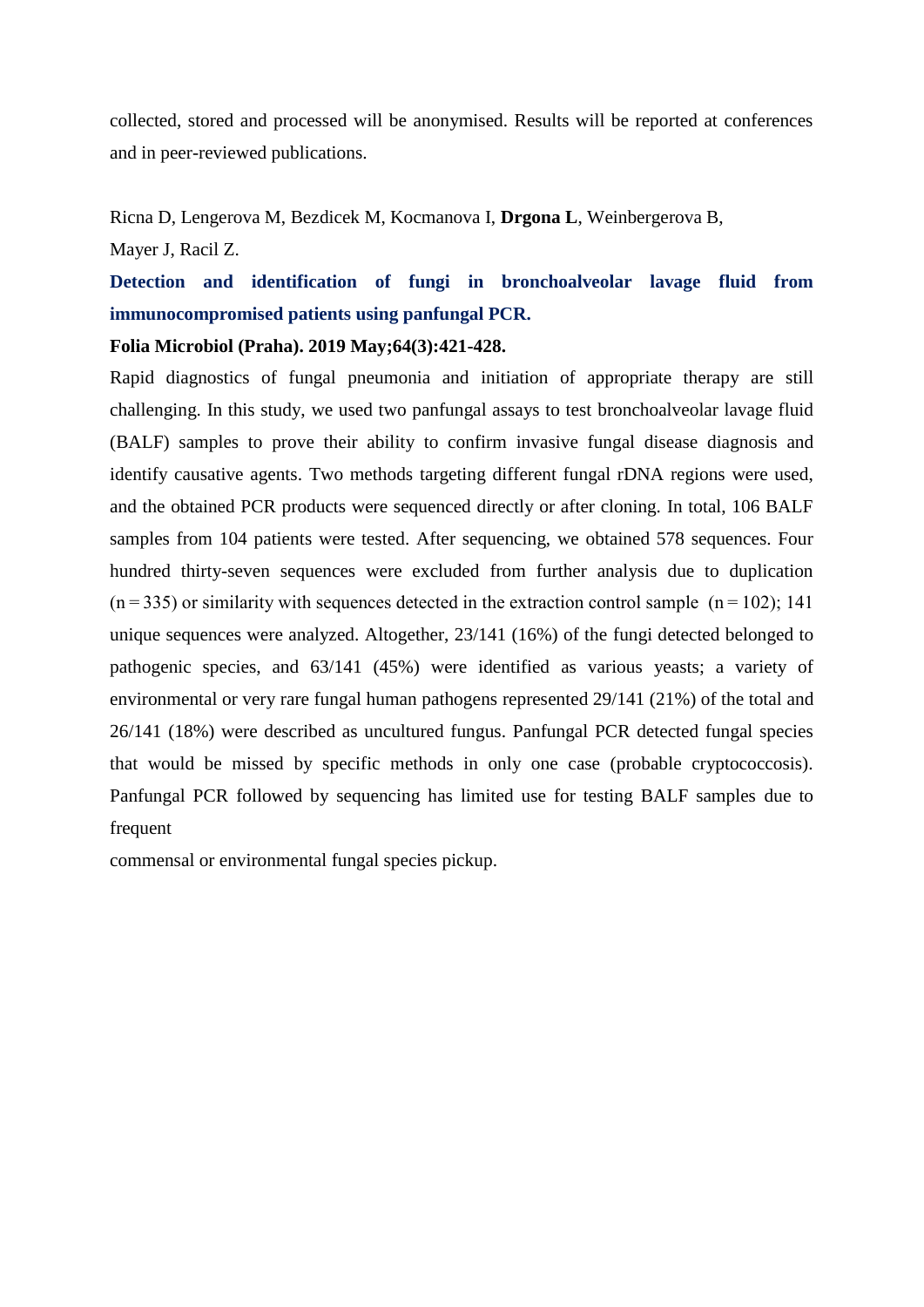collected, stored and processed will be anonymised. Results will be reported at conferences and in peer-reviewed publications.

Ricna D, Lengerova M, Bezdicek M, Kocmanova I, **Drgona L**, Weinbergerova B, Mayer J, Racil Z.

**Detection and identification of fungi in bronchoalveolar lavage fluid from immunocompromised patients using panfungal PCR.**

**Folia Microbiol (Praha). 2019 May;64(3):421-428.**

Rapid diagnostics of fungal pneumonia and initiation of appropriate therapy are still challenging. In this study, we used two panfungal assays to test bronchoalveolar lavage fluid (BALF) samples to prove their ability to confirm invasive fungal disease diagnosis and identify causative agents. Two methods targeting different fungal rDNA regions were used, and the obtained PCR products were sequenced directly or after cloning. In total, 106 BALF samples from 104 patients were tested. After sequencing, we obtained 578 sequences. Four hundred thirty-seven sequences were excluded from further analysis due to duplication ($n = 335$) or similarity with sequences detected in the extraction control sample ($n = 102$); 141 unique sequences were analyzed. Altogether, 23/141 (16%) of the fungi detected belonged to pathogenic species, and 63/141 (45%) were identified as various yeasts; a variety of environmental or very rare fungal human pathogens represented 29/141 (21%) of the total and 26/141 (18%) were described as uncultured fungus. Panfungal PCR detected fungal species that would be missed by specific methods in only one case (probable cryptococcosis). Panfungal PCR followed by sequencing has limited use for testing BALF samples due to frequent

commensal or environmental fungal species pickup.